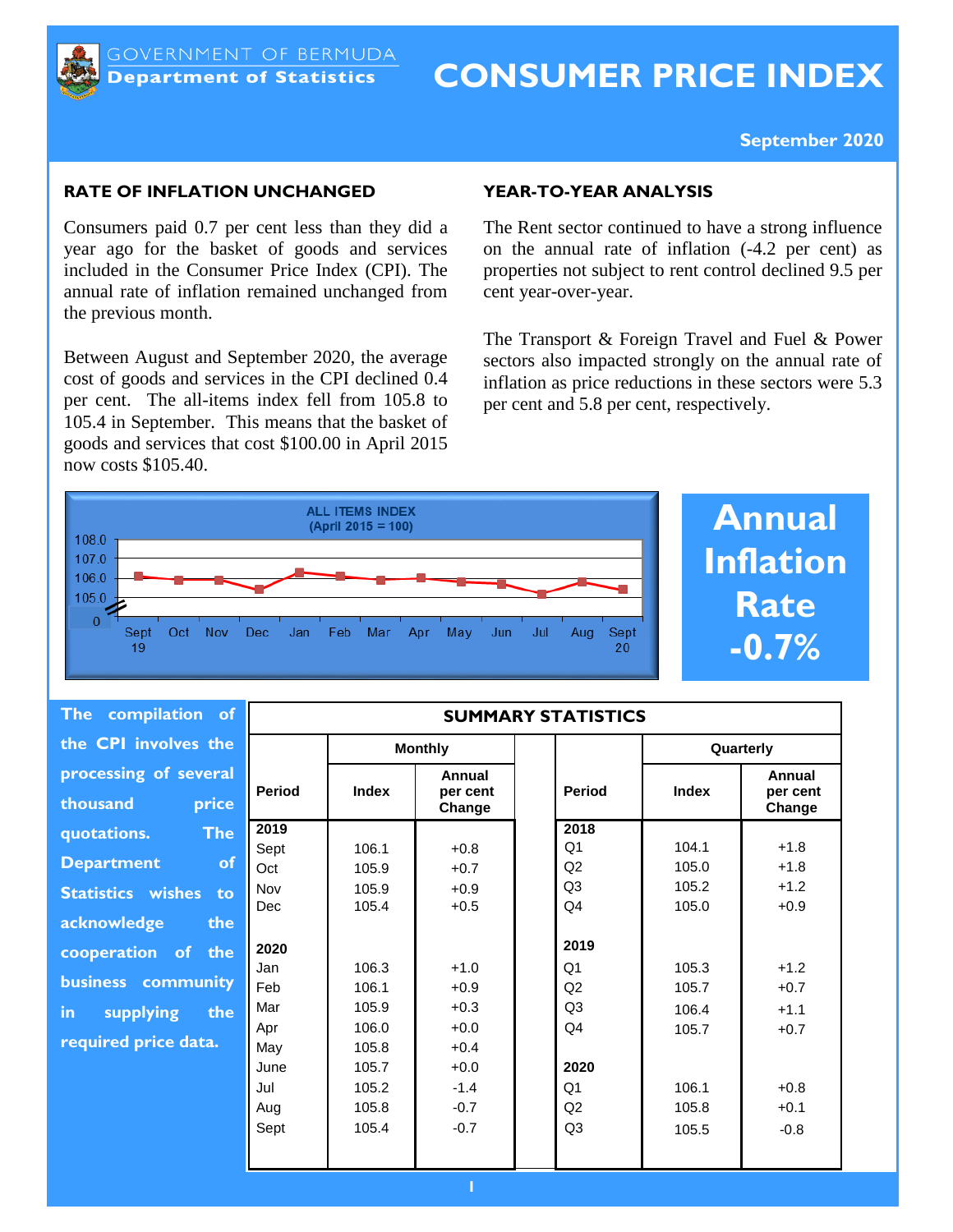GOVERNMENT OF BERMUDA
**Department of Statistics**

# CONSUMER PRICE INDEX

**September 2020**

## RATE OF INFLATION UNCHANGED

Consumers paid 0.7 per cent less than they did a year ago for the basket of goods and services included in the Consumer Price Index (CPI). The annual rate of inflation remained unchanged from the previous month.

Between August and September 2020, the average cost of goods and services in the CPI declined 0.4 per cent. The all-items index fell from 105.8 to 105.4 in September. This means that the basket of goods and services that cost $100.00 in April 2015 now costs $105.40.

## YEAR-TO-YEAR ANALYSIS

The Rent sector continued to have a strong influence on the annual rate of inflation (-4.2 per cent) as properties not subject to rent control declined 9.5 per cent year-over-year.

The Transport & Foreign Travel and Fuel & Power sectors also impacted strongly on the annual rate of inflation as price reductions in these sectors were 5.3 per cent and 5.8 per cent, respectively.

**ALL ITEMS INDEX**
**(April 2015 = 100)**

| Sept 19 | Oct | Nov | Dec | Jan | Feb | Mar | Apr | May | Jun | Jul | Aug | Sept 20 |
|---|---|---|---|---|---|---|---|---|---|---|---|---|
| 106.1 | 105.9 | 105.9 | 105.4 | 106.3 | 106.1 | 105.9 | 106.0 | 105.8 | 105.7 | 105.2 | 105.8 | 105.4 |

**Annual Inflation Rate -0.7%**

**The compilation of the CPI involves the processing of several thousand price quotations. The Department of Statistics wishes to acknowledge the cooperation of the business community in supplying the required price data.**

## SUMMARY STATISTICS

| Monthly | | | | Quarterly | | |
|---|---|---|---|---|---|---|
| **Period** | **Index** | **Annual per cent Change** | | **Period** | **Index** | **Annual per cent Change** |
| **2019** | | | | **2018** | | |
| Sept | 106.1 | +0.8 | | Q1 | 104.1 | +1.8 |
| Oct | 105.9 | +0.7 | | Q2 | 105.0 | +1.8 |
| Nov | 105.9 | +0.9 | | Q3 | 105.2 | +1.2 |
| Dec | 105.4 | +0.5 | | Q4 | 105.0 | +0.9 |
| **2020** | | | | **2019** | | |
| Jan | 106.3 | +1.0 | | Q1 | 105.3 | +1.2 |
| Feb | 106.1 | +0.9 | | Q2 | 105.7 | +0.7 |
| Mar | 105.9 | +0.3 | | Q3 | 106.4 | +1.1 |
| Apr | 106.0 | +0.0 | | Q4 | 105.7 | +0.7 |
| May | 105.8 | +0.4 | | | | |
| June | 105.7 | +0.0 | | **2020** | | |
| Jul | 105.2 | -1.4 | | Q1 | 106.1 | +0.8 |
| Aug | 105.8 | -0.7 | | Q2 | 105.8 | +0.1 |
| Sept | 105.4 | -0.7 | | Q3 | 105.5 | -0.8 |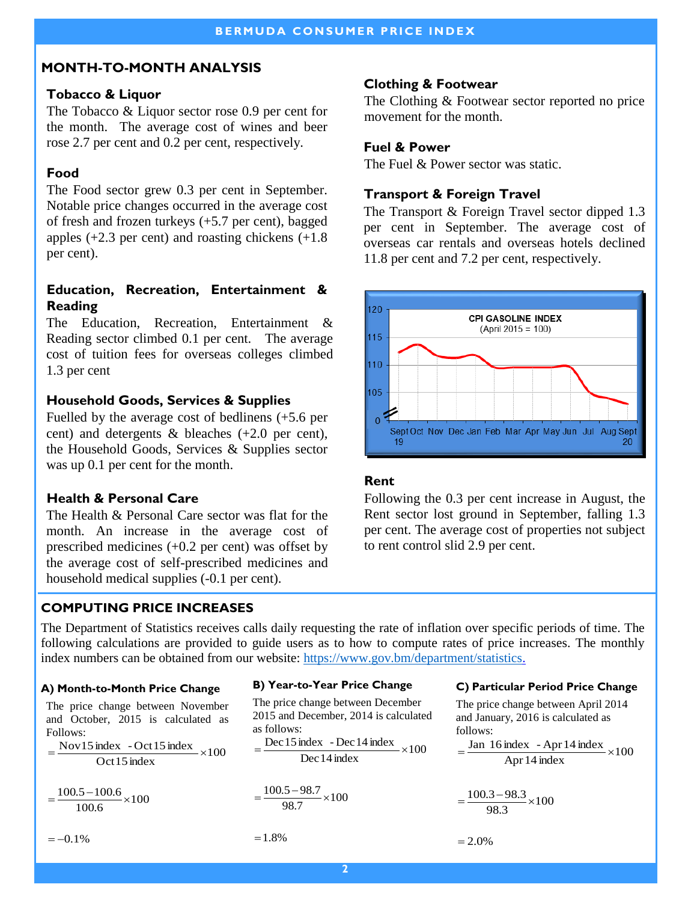## MONTH-TO-MONTH ANALYSIS

### Tobacco & Liquor

The Tobacco & Liquor sector rose 0.9 per cent for the month. The average cost of wines and beer rose 2.7 per cent and 0.2 per cent, respectively.

### Food

The Food sector grew 0.3 per cent in September. Notable price changes occurred in the average cost of fresh and frozen turkeys (+5.7 per cent), bagged apples (+2.3 per cent) and roasting chickens (+1.8 per cent).

### Education, Recreation, Entertainment & Reading

The Education, Recreation, Entertainment & Reading sector climbed 0.1 per cent. The average cost of tuition fees for overseas colleges climbed 1.3 per cent

### Household Goods, Services & Supplies

Fuelled by the average cost of bedlinens (+5.6 per cent) and detergents & bleaches (+2.0 per cent), the Household Goods, Services & Supplies sector was up 0.1 per cent for the month.

### Health & Personal Care

The Health & Personal Care sector was flat for the month. An increase in the average cost of prescribed medicines (+0.2 per cent) was offset by the average cost of self-prescribed medicines and household medical supplies (-0.1 per cent).

### Clothing & Footwear

The Clothing & Footwear sector reported no price movement for the month.

### Fuel & Power

The Fuel & Power sector was static.

### Transport & Foreign Travel

The Transport & Foreign Travel sector dipped 1.3 per cent in September. The average cost of overseas car rentals and overseas hotels declined 11.8 per cent and 7.2 per cent, respectively.

CPI GASOLINE INDEX (April 2015 = 100)

### Rent

Following the 0.3 per cent increase in August, the Rent sector lost ground in September, falling 1.3 per cent. The average cost of properties not subject to rent control slid 2.9 per cent.

## COMPUTING PRICE INCREASES

The Department of Statistics receives calls daily requesting the rate of inflation over specific periods of time. The following calculations are provided to guide users as to how to compute rates of price increases. The monthly index numbers can be obtained from our website: https://www.gov.bm/department/statistics.

### A) Month-to-Month Price Change

The price change between November and October, 2015 is calculated as Follows:

$$= \frac{\text{Nov15 index} - \text{Oct15 index}}{\text{Oct15 index}} \times 100$$

$$= \frac{100.5 - 100.6}{100.6} \times 100$$

$$= -0.1\%$$

### B) Year-to-Year Price Change

The price change between December 2015 and December, 2014 is calculated as follows:

$$= \frac{\text{Dec15 index} - \text{Dec14 index}}{\text{Dec14 index}} \times 100$$

$$= \frac{100.5 - 98.7}{98.7} \times 100$$

$$= 1.8\%$$

### C) Particular Period Price Change

The price change between April 2014 and January, 2016 is calculated as follows:

$$= \frac{\text{Jan 16 index} - \text{Apr14 index}}{\text{Apr14 index}} \times 100$$

$$= \frac{100.3 - 98.3}{98.3} \times 100$$

$$= 2.0\%$$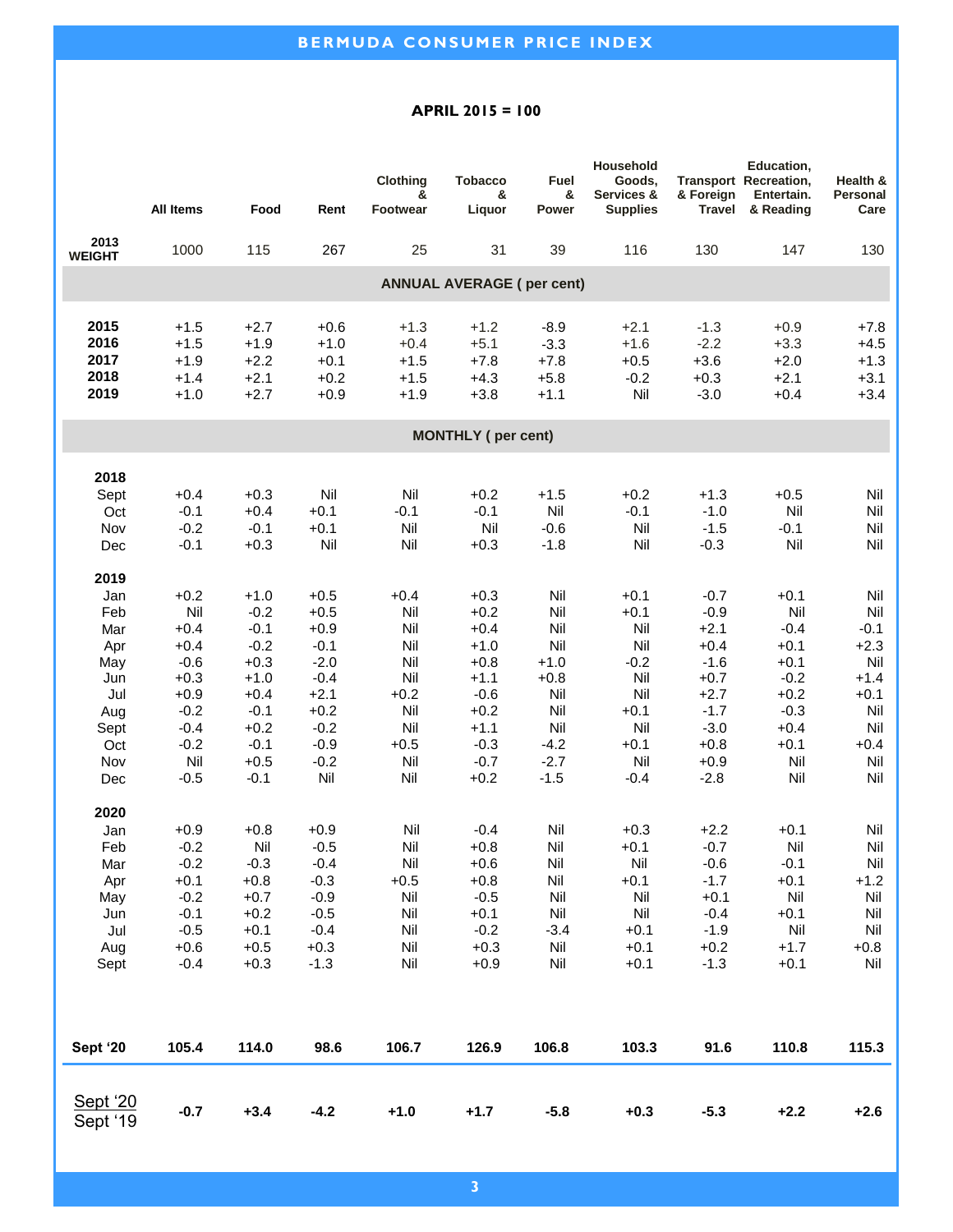# BERMUDA CONSUMER PRICE INDEX

**APRIL 2015 = 100**

| | All Items | Food | Rent | Clothing & Footwear | Tobacco & Liquor | Fuel & Power | Household Goods, Services & Supplies | Transport & Foreign Travel | Education, Recreation, Entertain. & Reading | Health & Personal Care |
|---|---|---|---|---|---|---|---|---|---|---|
| **2013 WEIGHT** | 1000 | 115 | 267 | 25 | 31 | 39 | 116 | 130 | 147 | 130 |
| **ANNUAL AVERAGE ( per cent)** | | | | | | | | | | |
| **2015** | +1.5 | +2.7 | +0.6 | +1.3 | +1.2 | -8.9 | +2.1 | -1.3 | +0.9 | +7.8 |
| **2016** | +1.5 | +1.9 | +1.0 | +0.4 | +5.1 | -3.3 | +1.6 | -2.2 | +3.3 | +4.5 |
| **2017** | +1.9 | +2.2 | +0.1 | +1.5 | +7.8 | +7.8 | +0.5 | +3.6 | +2.0 | +1.3 |
| **2018** | +1.4 | +2.1 | +0.2 | +1.5 | +4.3 | +5.8 | -0.2 | +0.3 | +2.1 | +3.1 |
| **2019** | +1.0 | +2.7 | +0.9 | +1.9 | +3.8 | +1.1 | Nil | -3.0 | +0.4 | +3.4 |
| **MONTHLY ( per cent)** | | | | | | | | | | |
| **2018** | | | | | | | | | | |
| Sept | +0.4 | +0.3 | Nil | Nil | +0.2 | +1.5 | +0.2 | +1.3 | +0.5 | Nil |
| Oct | -0.1 | +0.4 | +0.1 | -0.1 | -0.1 | Nil | -0.1 | -1.0 | Nil | Nil |
| Nov | -0.2 | -0.1 | +0.1 | Nil | Nil | -0.6 | Nil | -1.5 | -0.1 | Nil |
| Dec | -0.1 | +0.3 | Nil | Nil | +0.3 | -1.8 | Nil | -0.3 | Nil | Nil |
| **2019** | | | | | | | | | | |
| Jan | +0.2 | +1.0 | +0.5 | +0.4 | +0.3 | Nil | +0.1 | -0.7 | +0.1 | Nil |
| Feb | Nil | -0.2 | +0.5 | Nil | +0.2 | Nil | +0.1 | -0.9 | Nil | Nil |
| Mar | +0.4 | -0.1 | +0.9 | Nil | +0.4 | Nil | Nil | +2.1 | -0.4 | -0.1 |
| Apr | +0.4 | -0.2 | -0.1 | Nil | +1.0 | Nil | Nil | +0.4 | +0.1 | +2.3 |
| May | -0.6 | +0.3 | -2.0 | Nil | +0.8 | +1.0 | -0.2 | -1.6 | +0.1 | Nil |
| Jun | +0.3 | +1.0 | -0.4 | Nil | +1.1 | +0.8 | Nil | +0.7 | -0.2 | +1.4 |
| Jul | +0.9 | +0.4 | +2.1 | +0.2 | -0.6 | Nil | Nil | +2.7 | +0.2 | +0.1 |
| Aug | -0.2 | -0.1 | +0.2 | Nil | +0.2 | Nil | +0.1 | -1.7 | -0.3 | Nil |
| Sept | -0.4 | +0.2 | -0.2 | Nil | +1.1 | Nil | Nil | -3.0 | +0.4 | Nil |
| Oct | -0.2 | -0.1 | -0.9 | +0.5 | -0.3 | -4.2 | +0.1 | +0.8 | +0.1 | +0.4 |
| Nov | Nil | +0.5 | -0.2 | Nil | -0.7 | -2.7 | Nil | +0.9 | Nil | Nil |
| Dec | -0.5 | -0.1 | Nil | Nil | +0.2 | -1.5 | -0.4 | -2.8 | Nil | Nil |
| **2020** | | | | | | | | | | |
| Jan | +0.9 | +0.8 | +0.9 | Nil | -0.4 | Nil | +0.3 | +2.2 | +0.1 | Nil |
| Feb | -0.2 | Nil | -0.5 | Nil | +0.8 | Nil | +0.1 | -0.7 | Nil | Nil |
| Mar | -0.2 | -0.3 | -0.4 | Nil | +0.6 | Nil | Nil | -0.6 | -0.1 | Nil |
| Apr | +0.1 | +0.8 | -0.3 | +0.5 | +0.8 | Nil | +0.1 | -1.7 | +0.1 | +1.2 |
| May | -0.2 | +0.7 | -0.9 | Nil | -0.5 | Nil | Nil | +0.1 | Nil | Nil |
| Jun | -0.1 | +0.2 | -0.5 | Nil | +0.1 | Nil | Nil | -0.4 | +0.1 | Nil |
| Jul | -0.5 | +0.1 | -0.4 | Nil | -0.2 | -3.4 | +0.1 | -1.9 | Nil | Nil |
| Aug | +0.6 | +0.5 | +0.3 | Nil | +0.3 | Nil | +0.1 | +0.2 | +1.7 | +0.8 |
| Sept | -0.4 | +0.3 | -1.3 | Nil | +0.9 | Nil | +0.1 | -1.3 | +0.1 | Nil |
| **Sept '20** | **105.4** | **114.0** | **98.6** | **106.7** | **126.9** | **106.8** | **103.3** | **91.6** | **110.8** | **115.3** |
| Sept '20 / Sept '19 | **-0.7** | **+3.4** | **-4.2** | **+1.0** | **+1.7** | **-5.8** | **+0.3** | **-5.3** | **+2.2** | **+2.6** |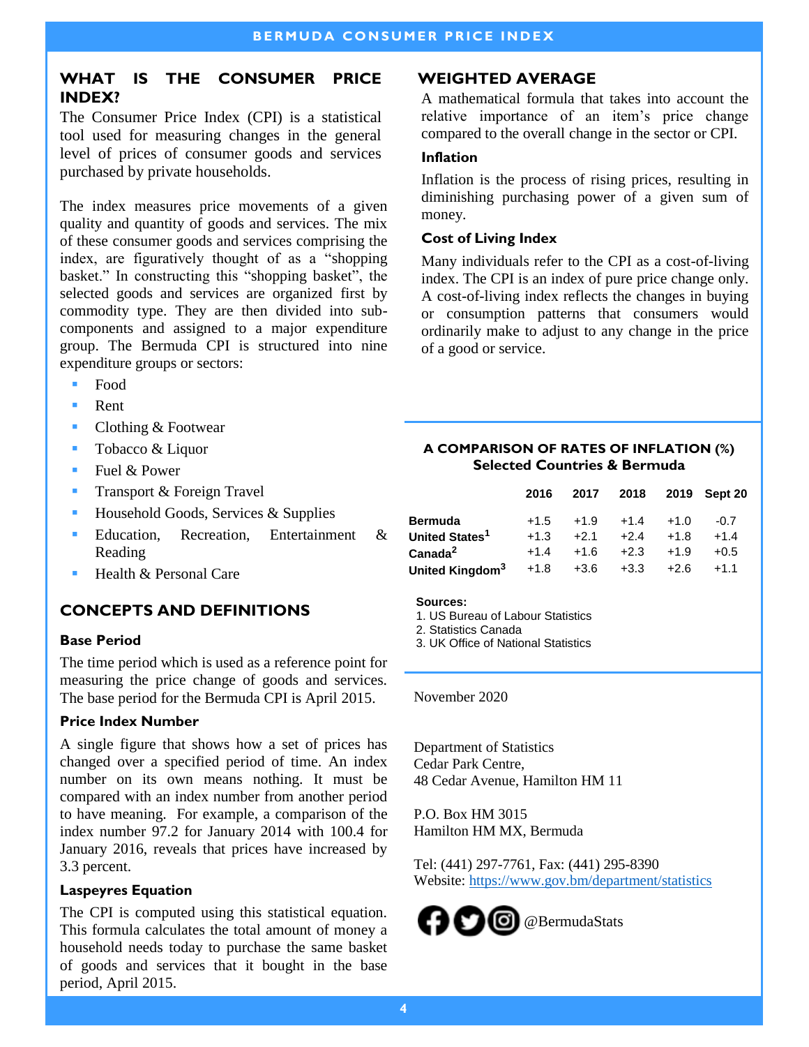## WHAT IS THE CONSUMER PRICE INDEX?

The Consumer Price Index (CPI) is a statistical tool used for measuring changes in the general level of prices of consumer goods and services purchased by private households.

The index measures price movements of a given quality and quantity of goods and services. The mix of these consumer goods and services comprising the index, are figuratively thought of as a "shopping basket." In constructing this "shopping basket", the selected goods and services are organized first by commodity type. They are then divided into sub-components and assigned to a major expenditure group. The Bermuda CPI is structured into nine expenditure groups or sectors:

- Food
- Rent
- Clothing & Footwear
- Tobacco & Liquor
- Fuel & Power
- Transport & Foreign Travel
- Household Goods, Services & Supplies
- Education, Recreation, Entertainment & Reading
- Health & Personal Care

## CONCEPTS AND DEFINITIONS

### Base Period

The time period which is used as a reference point for measuring the price change of goods and services. The base period for the Bermuda CPI is April 2015.

### Price Index Number

A single figure that shows how a set of prices has changed over a specified period of time. An index number on its own means nothing. It must be compared with an index number from another period to have meaning. For example, a comparison of the index number 97.2 for January 2014 with 100.4 for January 2016, reveals that prices have increased by 3.3 percent.

### Laspeyres Equation

The CPI is computed using this statistical equation. This formula calculates the total amount of money a household needs today to purchase the same basket of goods and services that it bought in the base period, April 2015.

## WEIGHTED AVERAGE

A mathematical formula that takes into account the relative importance of an item's price change compared to the overall change in the sector or CPI.

### Inflation

Inflation is the process of rising prices, resulting in diminishing purchasing power of a given sum of money.

### Cost of Living Index

Many individuals refer to the CPI as a cost-of-living index. The CPI is an index of pure price change only. A cost-of-living index reflects the changes in buying or consumption patterns that consumers would ordinarily make to adjust to any change in the price of a good or service.

### A COMPARISON OF RATES OF INFLATION (%) Selected Countries & Bermuda

| | 2016 | 2017 | 2018 | 2019 | Sept 20 |
|---|---|---|---|---|---|
| **Bermuda** | +1.5 | +1.9 | +1.4 | +1.0 | -0.7 |
| **United States**[1] | +1.3 | +2.1 | +2.4 | +1.8 | +1.4 |
| **Canada**[2] | +1.4 | +1.6 | +2.3 | +1.9 | +0.5 |
| **United Kingdom**[3] | +1.8 | +3.6 | +3.3 | +2.6 | +1.1 |

**Sources:**
1. US Bureau of Labour Statistics
2. Statistics Canada
3. UK Office of National Statistics

November 2020

Department of Statistics
Cedar Park Centre,
48 Cedar Avenue, Hamilton HM 11

P.O. Box HM 3015
Hamilton HM MX, Bermuda

Tel: (441) 297-7761, Fax: (441) 295-8390
Website: https://www.gov.bm/department/statistics

@BermudaStats